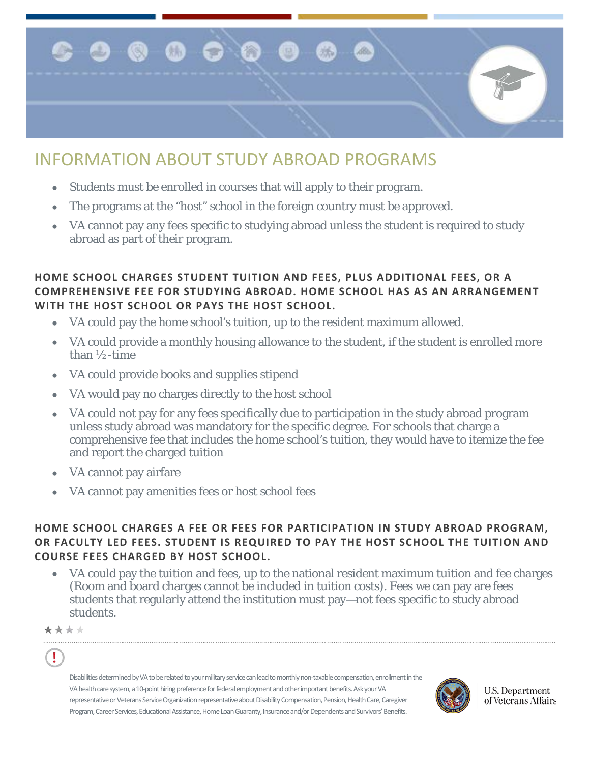# INFORMATION ABOUT STUDY ABROAD PROGRAMS

- Students must be enrolled in courses that will apply to their program.
- The programs at the "host" school in the foreign country must be approved.
- VA cannot pay any fees specific to studying abroad unless the student is required to study abroad as part of their program.

### HOME SCHOOL CHARGES STUDENT TUITION AND FEES, PLUS ADDITIONAL FEES, OR A COMPREHENSIVE FEE FOR STUDYING ABROAD. HOME SCHOOL HAS AS AN ARRANGEMENT WITH THE HOST SCHOOL OR PAYS THE HOST SCHOOL.

- VA could pay the home school's tuition, up to the resident maximum allowed.
- VA could provide a monthly housing allowance to the student, if the student is enrolled more than ½-time
- VA could provide books and supplies stipend
- VA would pay no charges directly to the host school
- VA could not pay for any fees specifically due to participation in the study abroad program unless study abroad was mandatory for the specific degree. For schools that charge a comprehensive fee that includes the home school's tuition, they would have to itemize the fee and report the charged tuition
- VA cannot pay airfare
- VA cannot pay amenities fees or host school fees

### HOME SCHOOL CHARGES A FEE OR FEES FOR PARTICIPATION IN STUDY ABROAD PROGRAM, OR FACULTY LED FEES. STUDENT IS REQUIRED TO PAY THE HOST SCHOOL THE TUITION AND COURSE FEES CHARGED BY HOST SCHOOL.

- VA could pay the tuition and fees, up to the national resident maximum tuition and fee charges (Room and board charges cannot be included in tuition costs). Fees we can pay are fees students that regularly attend the institution must pay—not fees specific to study abroad students.

Disabilities determined by VA to be related to your military service can lead to monthly non-taxable compensation, enrollment in the VA health care system, a 10-point hiring preference for federal employment and other important benefits. Ask your VA representative or Veterans Service Organization representative about Disability Compensation, Pension, Health Care, Caregiver Program, Career Services, Educational Assistance, Home Loan Guaranty, Insurance and/or Dependents and Survivors' Benefits.

U.S. Department of Veterans Affairs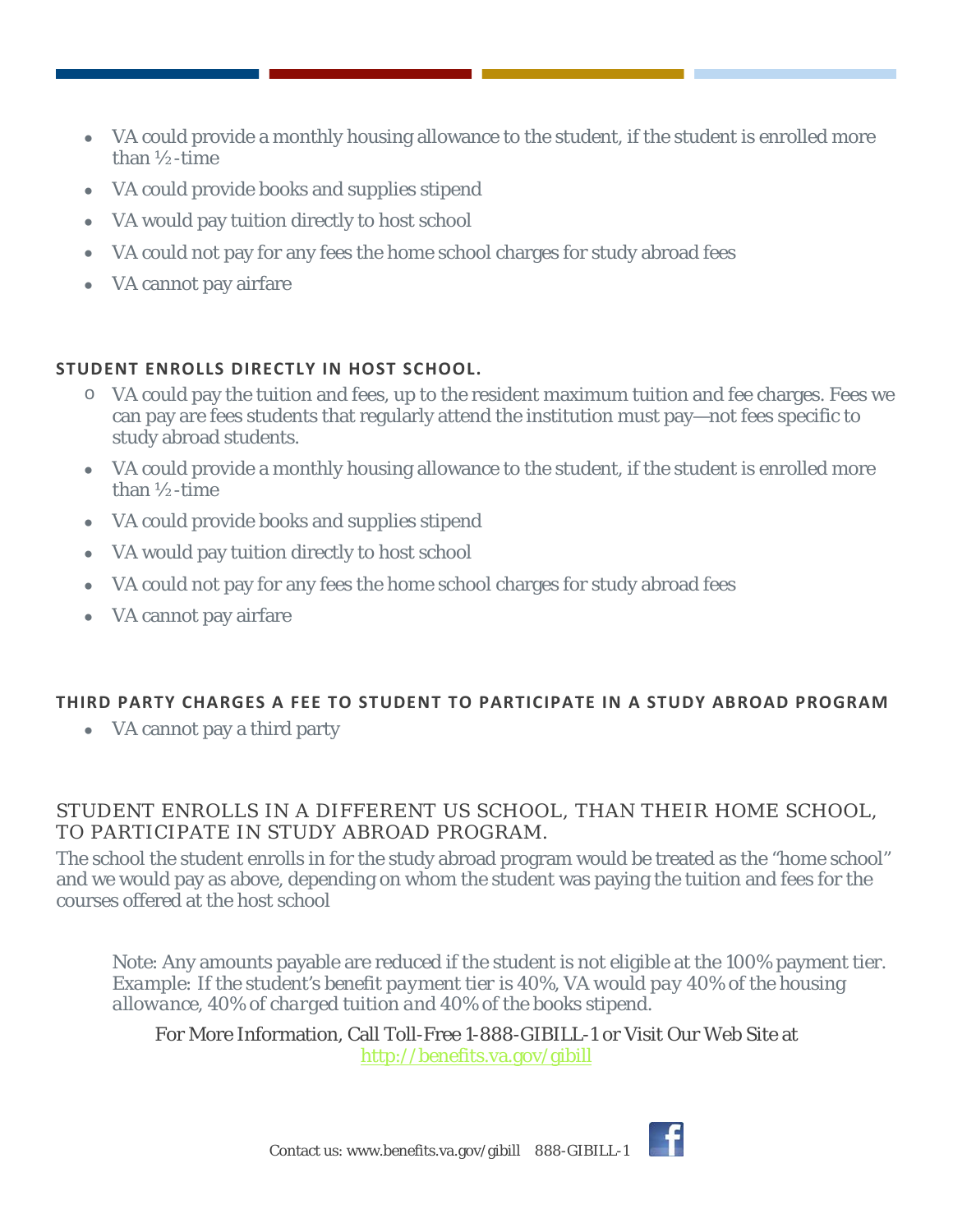- VA could provide a monthly housing allowance to the student, if the student is enrolled more than ½-time
- VA could provide books and supplies stipend
- VA would pay tuition directly to host school
- VA could not pay for any fees the home school charges for study abroad fees
- VA cannot pay airfare

### STUDENT ENROLLS DIRECTLY IN HOST SCHOOL.

- VA could pay the tuition and fees, up to the resident maximum tuition and fee charges. Fees we can pay are fees students that regularly attend the institution must pay—not fees specific to study abroad students.
- VA could provide a monthly housing allowance to the student, if the student is enrolled more than ½-time
- VA could provide books and supplies stipend
- VA would pay tuition directly to host school
- VA could not pay for any fees the home school charges for study abroad fees
- VA cannot pay airfare

### THIRD PARTY CHARGES A FEE TO STUDENT TO PARTICIPATE IN A STUDY ABROAD PROGRAM

- VA cannot pay a third party

### STUDENT ENROLLS IN A DIFFERENT US SCHOOL, THAN THEIR HOME SCHOOL, TO PARTICIPATE IN STUDY ABROAD PROGRAM.

The school the student enrolls in for the study abroad program would be treated as the "home school" and we would pay as above, depending on whom the student was paying the tuition and fees for the courses offered at the host school

Note: Any amounts payable are reduced if the student is not eligible at the 100% payment tier. *Example: If the student's benefit payment tier is 40%, VA would pay 40% of the housing allowance, 40% of charged tuition and 40% of the books stipend.*

For More Information, Call Toll-Free 1-888-GIBILL-1 or Visit Our Web Site at http://benefits.va.gov/gibill

Contact us: www.benefits.va.gov/gibill 888-GIBILL-1